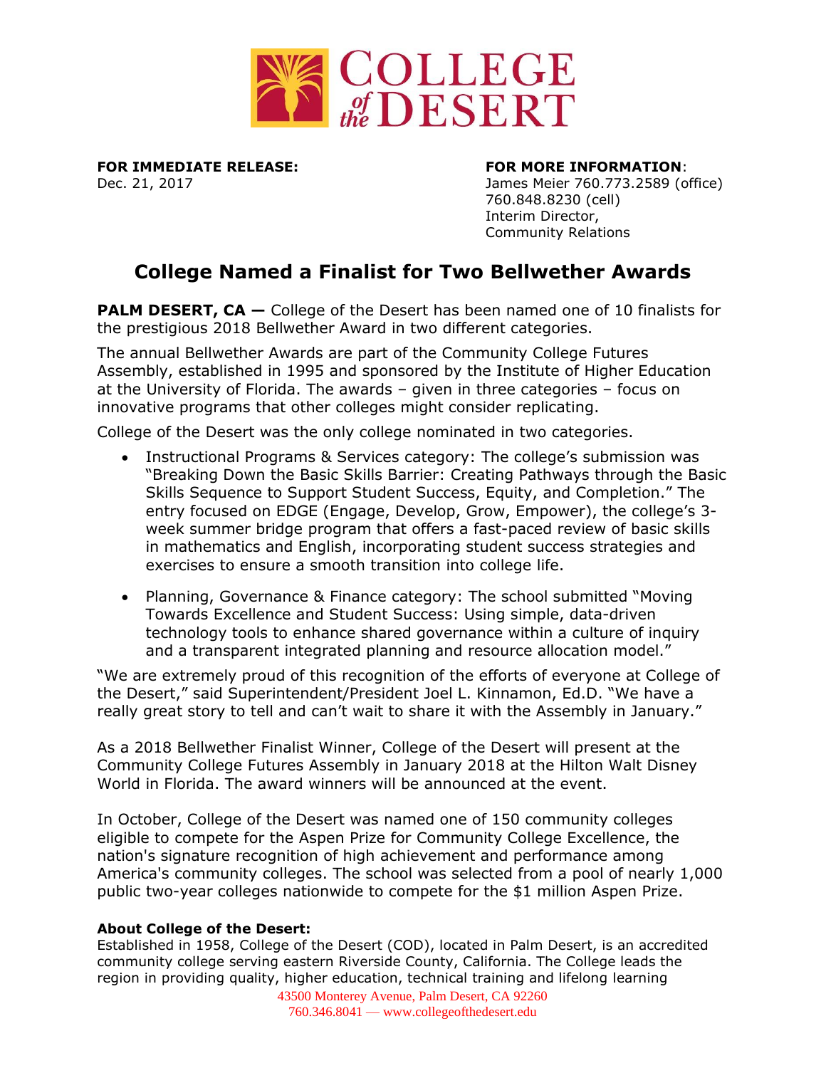COLLEGE *of the* DESERT

**FOR IMMEDIATE RELEASE:**
Dec. 21, 2017

**FOR MORE INFORMATION**:
James Meier 760.773.2589 (office)
760.848.8230 (cell)
Interim Director,
Community Relations

# College Named a Finalist for Two Bellwether Awards

**PALM DESERT, CA —** College of the Desert has been named one of 10 finalists for the prestigious 2018 Bellwether Award in two different categories.

The annual Bellwether Awards are part of the Community College Futures Assembly, established in 1995 and sponsored by the Institute of Higher Education at the University of Florida. The awards – given in three categories – focus on innovative programs that other colleges might consider replicating.

College of the Desert was the only college nominated in two categories.

- Instructional Programs & Services category: The college's submission was "Breaking Down the Basic Skills Barrier: Creating Pathways through the Basic Skills Sequence to Support Student Success, Equity, and Completion." The entry focused on EDGE (Engage, Develop, Grow, Empower), the college's 3-week summer bridge program that offers a fast-paced review of basic skills in mathematics and English, incorporating student success strategies and exercises to ensure a smooth transition into college life.
- Planning, Governance & Finance category: The school submitted "Moving Towards Excellence and Student Success: Using simple, data-driven technology tools to enhance shared governance within a culture of inquiry and a transparent integrated planning and resource allocation model."

"We are extremely proud of this recognition of the efforts of everyone at College of the Desert," said Superintendent/President Joel L. Kinnamon, Ed.D. "We have a really great story to tell and can't wait to share it with the Assembly in January."

As a 2018 Bellwether Finalist Winner, College of the Desert will present at the Community College Futures Assembly in January 2018 at the Hilton Walt Disney World in Florida. The award winners will be announced at the event.

In October, College of the Desert was named one of 150 community colleges eligible to compete for the Aspen Prize for Community College Excellence, the nation's signature recognition of high achievement and performance among America's community colleges. The school was selected from a pool of nearly 1,000 public two-year colleges nationwide to compete for the $1 million Aspen Prize.

**About College of the Desert:**
Established in 1958, College of the Desert (COD), located in Palm Desert, is an accredited community college serving eastern Riverside County, California. The College leads the region in providing quality, higher education, technical training and lifelong learning

43500 Monterey Avenue, Palm Desert, CA 92260
760.346.8041 — www.collegeofthedesert.edu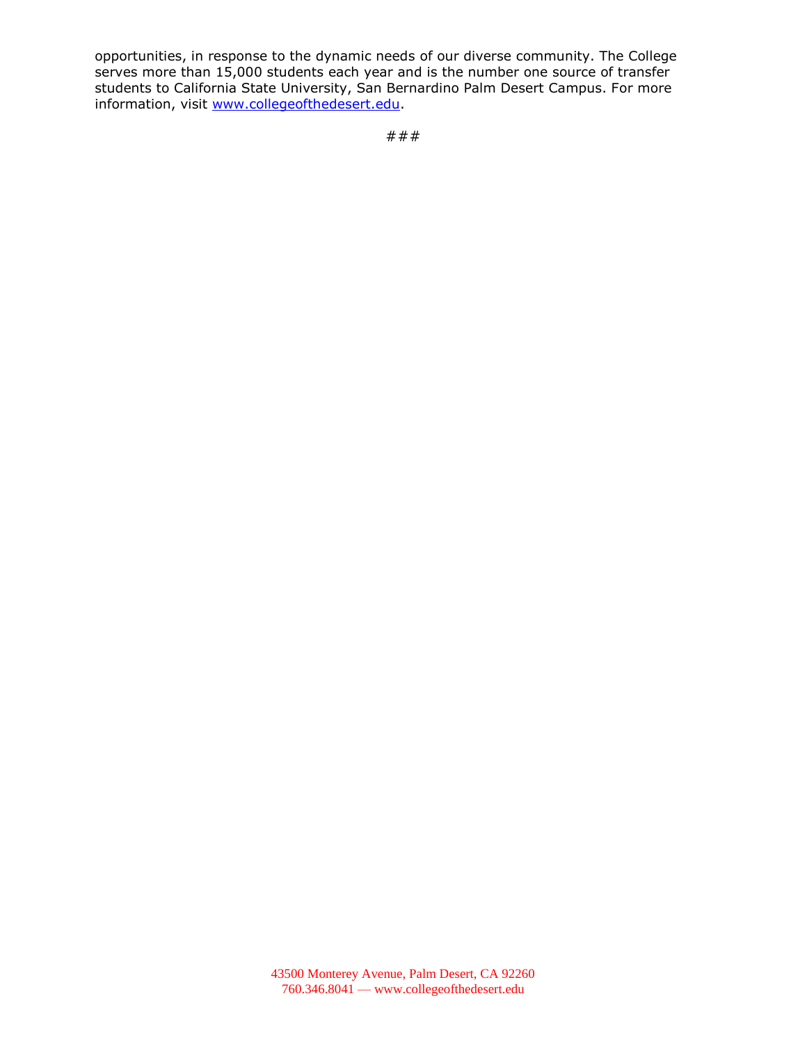opportunities, in response to the dynamic needs of our diverse community. The College serves more than 15,000 students each year and is the number one source of transfer students to California State University, San Bernardino Palm Desert Campus. For more information, visit www.collegeofthedesert.edu.

###